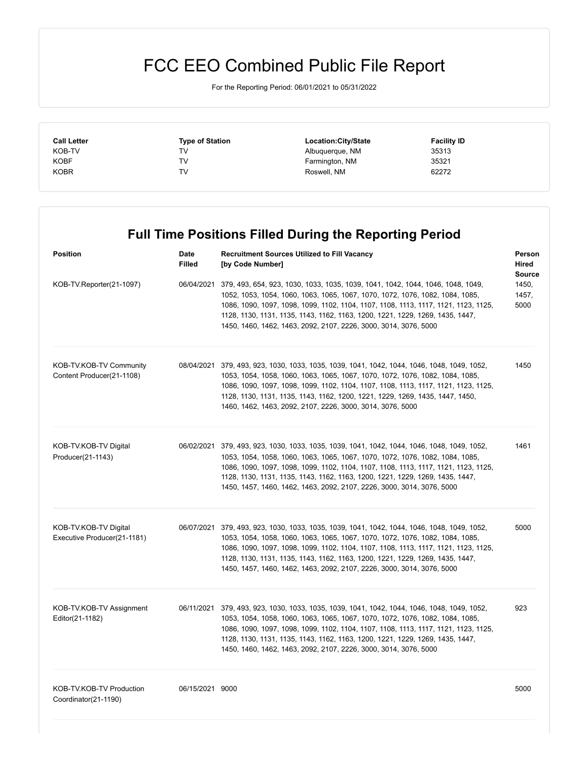# FCC EEO Combined Public File Report

For the Reporting Period: 06/01/2021 to 05/31/2022

| Call Letter | Type of Station | Location:City/State | Facility ID |
|---|---|---|---|
| KOB-TV | TV | Albuquerque, NM | 35313 |
| KOBF | TV | Farmington, NM | 35321 |
| KOBR | TV | Roswell, NM | 62272 |

## Full Time Positions Filled During the Reporting Period

| Position | Date Filled | Recruitment Sources Utilized to Fill Vacancy [by Code Number] | Person Hired Source |
|---|---|---|---|
| KOB-TV.Reporter(21-1097) | 06/04/2021 | 379, 493, 654, 923, 1030, 1033, 1035, 1039, 1041, 1042, 1044, 1046, 1048, 1049, 1052, 1053, 1054, 1060, 1063, 1065, 1067, 1070, 1072, 1076, 1082, 1084, 1085, 1086, 1090, 1097, 1098, 1099, 1102, 1104, 1107, 1108, 1113, 1117, 1121, 1123, 1125, 1128, 1130, 1131, 1135, 1143, 1162, 1163, 1200, 1221, 1229, 1269, 1435, 1447, 1450, 1460, 1462, 1463, 2092, 2107, 2226, 3000, 3014, 3076, 5000 | 1450, 1457, 5000 |
| KOB-TV.KOB-TV Community Content Producer(21-1108) | 08/04/2021 | 379, 493, 923, 1030, 1033, 1035, 1039, 1041, 1042, 1044, 1046, 1048, 1049, 1052, 1053, 1054, 1058, 1060, 1063, 1065, 1067, 1070, 1072, 1076, 1082, 1084, 1085, 1086, 1090, 1097, 1098, 1099, 1102, 1104, 1107, 1108, 1113, 1117, 1121, 1123, 1125, 1128, 1130, 1131, 1135, 1143, 1162, 1200, 1221, 1229, 1269, 1435, 1447, 1450, 1460, 1462, 1463, 2092, 2107, 2226, 3000, 3014, 3076, 5000 | 1450 |
| KOB-TV.KOB-TV Digital Producer(21-1143) | 06/02/2021 | 379, 493, 923, 1030, 1033, 1035, 1039, 1041, 1042, 1044, 1046, 1048, 1049, 1052, 1053, 1054, 1058, 1060, 1063, 1065, 1067, 1070, 1072, 1076, 1082, 1084, 1085, 1086, 1090, 1097, 1098, 1099, 1102, 1104, 1107, 1108, 1113, 1117, 1121, 1123, 1125, 1128, 1130, 1131, 1135, 1143, 1162, 1163, 1200, 1221, 1229, 1269, 1435, 1447, 1450, 1457, 1460, 1462, 1463, 2092, 2107, 2226, 3000, 3014, 3076, 5000 | 1461 |
| KOB-TV.KOB-TV Digital Executive Producer(21-1181) | 06/07/2021 | 379, 493, 923, 1030, 1033, 1035, 1039, 1041, 1042, 1044, 1046, 1048, 1049, 1052, 1053, 1054, 1058, 1060, 1063, 1065, 1067, 1070, 1072, 1076, 1082, 1084, 1085, 1086, 1090, 1097, 1098, 1099, 1102, 1104, 1107, 1108, 1113, 1117, 1121, 1123, 1125, 1128, 1130, 1131, 1135, 1143, 1162, 1163, 1200, 1221, 1229, 1269, 1435, 1447, 1450, 1457, 1460, 1462, 1463, 2092, 2107, 2226, 3000, 3014, 3076, 5000 | 5000 |
| KOB-TV.KOB-TV Assignment Editor(21-1182) | 06/11/2021 | 379, 493, 923, 1030, 1033, 1035, 1039, 1041, 1042, 1044, 1046, 1048, 1049, 1052, 1053, 1054, 1058, 1060, 1063, 1065, 1067, 1070, 1072, 1076, 1082, 1084, 1085, 1086, 1090, 1097, 1098, 1099, 1102, 1104, 1107, 1108, 1113, 1117, 1121, 1123, 1125, 1128, 1130, 1131, 1135, 1143, 1162, 1163, 1200, 1221, 1229, 1269, 1435, 1447, 1450, 1460, 1462, 1463, 2092, 2107, 2226, 3000, 3014, 3076, 5000 | 923 |
| KOB-TV.KOB-TV Production Coordinator(21-1190) | 06/15/2021 | 9000 | 5000 |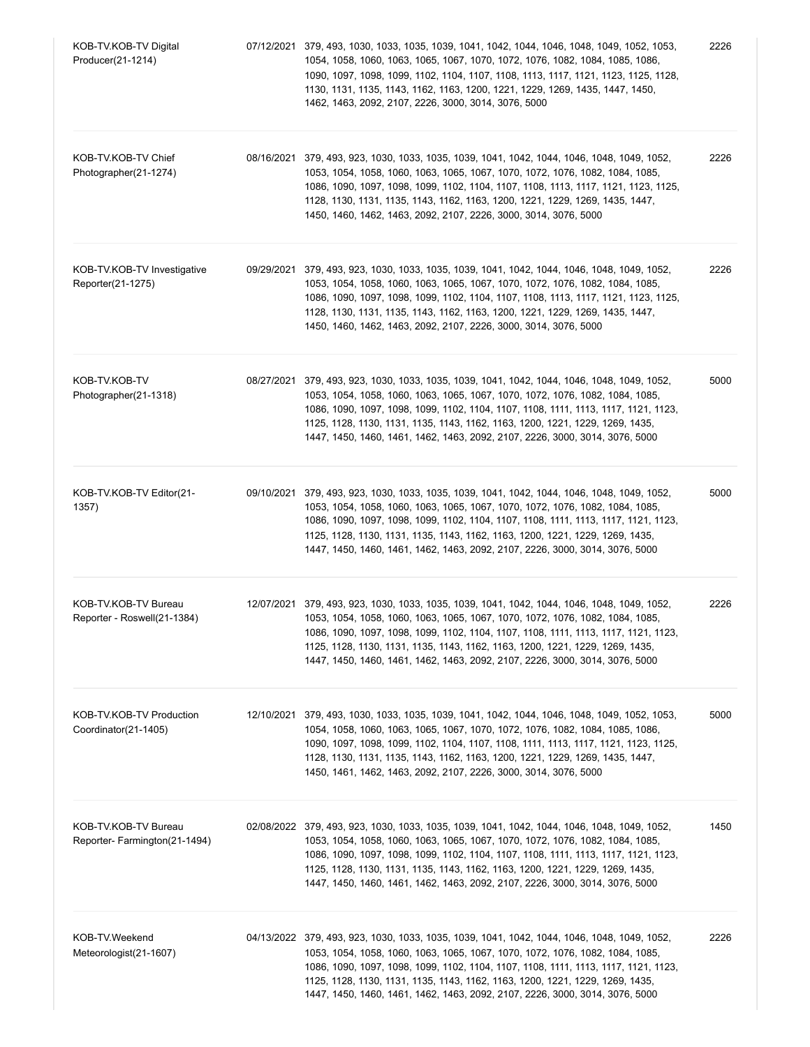| | | | |
|---|---|---|---|
| KOB-TV.KOB-TV Digital Producer(21-1214) | 07/12/2021 | 379, 493, 1030, 1033, 1035, 1039, 1041, 1042, 1044, 1046, 1048, 1049, 1052, 1053, 1054, 1058, 1060, 1063, 1065, 1067, 1070, 1072, 1076, 1082, 1084, 1085, 1086, 1090, 1097, 1098, 1099, 1102, 1104, 1107, 1108, 1113, 1117, 1121, 1123, 1125, 1128, 1130, 1131, 1135, 1143, 1162, 1163, 1200, 1221, 1229, 1269, 1435, 1447, 1450, 1462, 1463, 2092, 2107, 2226, 3000, 3014, 3076, 5000 | 2226 |
| KOB-TV.KOB-TV Chief Photographer(21-1274) | 08/16/2021 | 379, 493, 923, 1030, 1033, 1035, 1039, 1041, 1042, 1044, 1046, 1048, 1049, 1052, 1053, 1054, 1058, 1060, 1063, 1065, 1067, 1070, 1072, 1076, 1082, 1084, 1085, 1086, 1090, 1097, 1098, 1099, 1102, 1104, 1107, 1108, 1113, 1117, 1121, 1123, 1125, 1128, 1130, 1131, 1135, 1143, 1162, 1163, 1200, 1221, 1229, 1269, 1435, 1447, 1450, 1460, 1462, 1463, 2092, 2107, 2226, 3000, 3014, 3076, 5000 | 2226 |
| KOB-TV.KOB-TV Investigative Reporter(21-1275) | 09/29/2021 | 379, 493, 923, 1030, 1033, 1035, 1039, 1041, 1042, 1044, 1046, 1048, 1049, 1052, 1053, 1054, 1058, 1060, 1063, 1065, 1067, 1070, 1072, 1076, 1082, 1084, 1085, 1086, 1090, 1097, 1098, 1099, 1102, 1104, 1107, 1108, 1113, 1117, 1121, 1123, 1125, 1128, 1130, 1131, 1135, 1143, 1162, 1163, 1200, 1221, 1229, 1269, 1435, 1447, 1450, 1460, 1462, 1463, 2092, 2107, 2226, 3000, 3014, 3076, 5000 | 2226 |
| KOB-TV.KOB-TV Photographer(21-1318) | 08/27/2021 | 379, 493, 923, 1030, 1033, 1035, 1039, 1041, 1042, 1044, 1046, 1048, 1049, 1052, 1053, 1054, 1058, 1060, 1063, 1065, 1067, 1070, 1072, 1076, 1082, 1084, 1085, 1086, 1090, 1097, 1098, 1099, 1102, 1104, 1107, 1108, 1111, 1113, 1117, 1121, 1123, 1125, 1128, 1130, 1131, 1135, 1143, 1162, 1163, 1200, 1221, 1229, 1269, 1435, 1447, 1450, 1460, 1461, 1462, 1463, 2092, 2107, 2226, 3000, 3014, 3076, 5000 | 5000 |
| KOB-TV.KOB-TV Editor(21-1357) | 09/10/2021 | 379, 493, 923, 1030, 1033, 1035, 1039, 1041, 1042, 1044, 1046, 1048, 1049, 1052, 1053, 1054, 1058, 1060, 1063, 1065, 1067, 1070, 1072, 1076, 1082, 1084, 1085, 1086, 1090, 1097, 1098, 1099, 1102, 1104, 1107, 1108, 1111, 1113, 1117, 1121, 1123, 1125, 1128, 1130, 1131, 1135, 1143, 1162, 1163, 1200, 1221, 1229, 1269, 1435, 1447, 1450, 1460, 1461, 1462, 1463, 2092, 2107, 2226, 3000, 3014, 3076, 5000 | 5000 |
| KOB-TV.KOB-TV Bureau Reporter - Roswell(21-1384) | 12/07/2021 | 379, 493, 923, 1030, 1033, 1035, 1039, 1041, 1042, 1044, 1046, 1048, 1049, 1052, 1053, 1054, 1058, 1060, 1063, 1065, 1067, 1070, 1072, 1076, 1082, 1084, 1085, 1086, 1090, 1097, 1098, 1099, 1102, 1104, 1107, 1108, 1111, 1113, 1117, 1121, 1123, 1125, 1128, 1130, 1131, 1135, 1143, 1162, 1163, 1200, 1221, 1229, 1269, 1435, 1447, 1450, 1460, 1461, 1462, 1463, 2092, 2107, 2226, 3000, 3014, 3076, 5000 | 2226 |
| KOB-TV.KOB-TV Production Coordinator(21-1405) | 12/10/2021 | 379, 493, 1030, 1033, 1035, 1039, 1041, 1042, 1044, 1046, 1048, 1049, 1052, 1053, 1054, 1058, 1060, 1063, 1065, 1067, 1070, 1072, 1076, 1082, 1084, 1085, 1086, 1090, 1097, 1098, 1099, 1102, 1104, 1107, 1108, 1111, 1113, 1117, 1121, 1123, 1125, 1128, 1130, 1131, 1135, 1143, 1162, 1163, 1200, 1221, 1229, 1269, 1435, 1447, 1450, 1461, 1462, 1463, 2092, 2107, 2226, 3000, 3014, 3076, 5000 | 5000 |
| KOB-TV.KOB-TV Bureau Reporter- Farmington(21-1494) | 02/08/2022 | 379, 493, 923, 1030, 1033, 1035, 1039, 1041, 1042, 1044, 1046, 1048, 1049, 1052, 1053, 1054, 1058, 1060, 1063, 1065, 1067, 1070, 1072, 1076, 1082, 1084, 1085, 1086, 1090, 1097, 1098, 1099, 1102, 1104, 1107, 1108, 1111, 1113, 1117, 1121, 1123, 1125, 1128, 1130, 1131, 1135, 1143, 1162, 1163, 1200, 1221, 1229, 1269, 1435, 1447, 1450, 1460, 1461, 1462, 1463, 2092, 2107, 2226, 3000, 3014, 3076, 5000 | 1450 |
| KOB-TV.Weekend Meteorologist(21-1607) | 04/13/2022 | 379, 493, 923, 1030, 1033, 1035, 1039, 1041, 1042, 1044, 1046, 1048, 1049, 1052, 1053, 1054, 1058, 1060, 1063, 1065, 1067, 1070, 1072, 1076, 1082, 1084, 1085, 1086, 1090, 1097, 1098, 1099, 1102, 1104, 1107, 1108, 1111, 1113, 1117, 1121, 1123, 1125, 1128, 1130, 1131, 1135, 1143, 1162, 1163, 1200, 1221, 1229, 1269, 1435, 1447, 1450, 1460, 1461, 1462, 1463, 2092, 2107, 2226, 3000, 3014, 3076, 5000 | 2226 |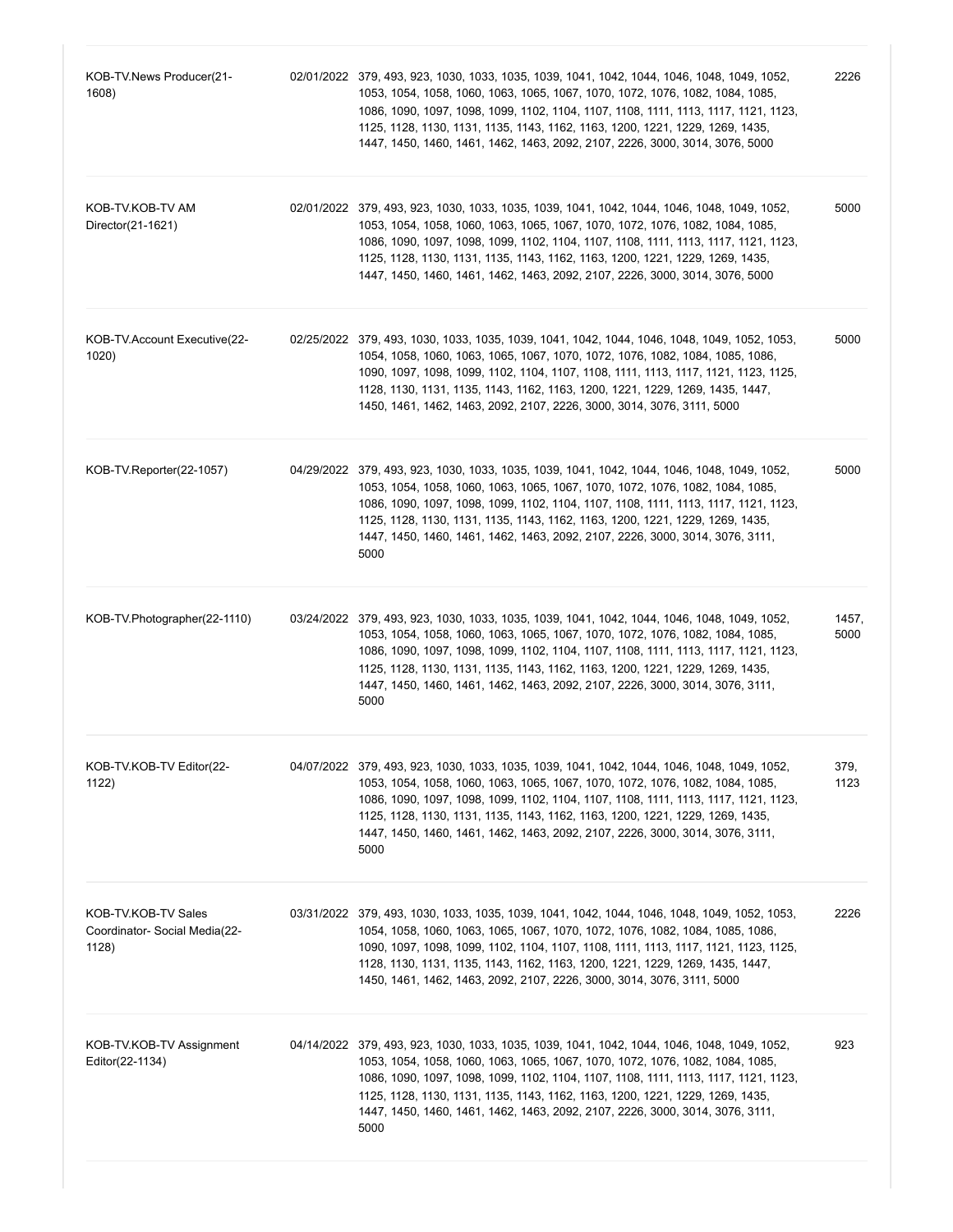| | | | |
|---|---|---|---|
| KOB-TV.News Producer(21-1608) | 02/01/2022 | 379, 493, 923, 1030, 1033, 1035, 1039, 1041, 1042, 1044, 1046, 1048, 1049, 1052, 1053, 1054, 1058, 1060, 1063, 1065, 1067, 1070, 1072, 1076, 1082, 1084, 1085, 1086, 1090, 1097, 1098, 1099, 1102, 1104, 1107, 1108, 1111, 1113, 1117, 1121, 1123, 1125, 1128, 1130, 1131, 1135, 1143, 1162, 1163, 1200, 1221, 1229, 1269, 1435, 1447, 1450, 1460, 1461, 1462, 1463, 2092, 2107, 2226, 3000, 3014, 3076, 5000 | 2226 |
| KOB-TV.KOB-TV AM Director(21-1621) | 02/01/2022 | 379, 493, 923, 1030, 1033, 1035, 1039, 1041, 1042, 1044, 1046, 1048, 1049, 1052, 1053, 1054, 1058, 1060, 1063, 1065, 1067, 1070, 1072, 1076, 1082, 1084, 1085, 1086, 1090, 1097, 1098, 1099, 1102, 1104, 1107, 1108, 1111, 1113, 1117, 1121, 1123, 1125, 1128, 1130, 1131, 1135, 1143, 1162, 1163, 1200, 1221, 1229, 1269, 1435, 1447, 1450, 1460, 1461, 1462, 1463, 2092, 2107, 2226, 3000, 3014, 3076, 5000 | 5000 |
| KOB-TV.Account Executive(22-1020) | 02/25/2022 | 379, 493, 1030, 1033, 1035, 1039, 1041, 1042, 1044, 1046, 1048, 1049, 1052, 1053, 1054, 1058, 1060, 1063, 1065, 1067, 1070, 1072, 1076, 1082, 1084, 1085, 1086, 1090, 1097, 1098, 1099, 1102, 1104, 1107, 1108, 1111, 1113, 1117, 1121, 1123, 1125, 1128, 1130, 1131, 1135, 1143, 1162, 1163, 1200, 1221, 1229, 1269, 1435, 1447, 1450, 1461, 1462, 1463, 2092, 2107, 2226, 3000, 3014, 3076, 3111, 5000 | 5000 |
| KOB-TV.Reporter(22-1057) | 04/29/2022 | 379, 493, 923, 1030, 1033, 1035, 1039, 1041, 1042, 1044, 1046, 1048, 1049, 1052, 1053, 1054, 1058, 1060, 1063, 1065, 1067, 1070, 1072, 1076, 1082, 1084, 1085, 1086, 1090, 1097, 1098, 1099, 1102, 1104, 1107, 1108, 1111, 1113, 1117, 1121, 1123, 1125, 1128, 1130, 1131, 1135, 1143, 1162, 1163, 1200, 1221, 1229, 1269, 1435, 1447, 1450, 1460, 1461, 1462, 1463, 2092, 2107, 2226, 3000, 3014, 3076, 3111, 5000 | 5000 |
| KOB-TV.Photographer(22-1110) | 03/24/2022 | 379, 493, 923, 1030, 1033, 1035, 1039, 1041, 1042, 1044, 1046, 1048, 1049, 1052, 1053, 1054, 1058, 1060, 1063, 1065, 1067, 1070, 1072, 1076, 1082, 1084, 1085, 1086, 1090, 1097, 1098, 1099, 1102, 1104, 1107, 1108, 1111, 1113, 1117, 1121, 1123, 1125, 1128, 1130, 1131, 1135, 1143, 1162, 1163, 1200, 1221, 1229, 1269, 1435, 1447, 1450, 1460, 1461, 1462, 1463, 2092, 2107, 2226, 3000, 3014, 3076, 3111, 5000 | 1457, 5000 |
| KOB-TV.KOB-TV Editor(22-1122) | 04/07/2022 | 379, 493, 923, 1030, 1033, 1035, 1039, 1041, 1042, 1044, 1046, 1048, 1049, 1052, 1053, 1054, 1058, 1060, 1063, 1065, 1067, 1070, 1072, 1076, 1082, 1084, 1085, 1086, 1090, 1097, 1098, 1099, 1102, 1104, 1107, 1108, 1111, 1113, 1117, 1121, 1123, 1125, 1128, 1130, 1131, 1135, 1143, 1162, 1163, 1200, 1221, 1229, 1269, 1435, 1447, 1450, 1460, 1461, 1462, 1463, 2092, 2107, 2226, 3000, 3014, 3076, 3111, 5000 | 379, 1123 |
| KOB-TV.KOB-TV Sales Coordinator- Social Media(22-1128) | 03/31/2022 | 379, 493, 1030, 1033, 1035, 1039, 1041, 1042, 1044, 1046, 1048, 1049, 1052, 1053, 1054, 1058, 1060, 1063, 1065, 1067, 1070, 1072, 1076, 1082, 1084, 1085, 1086, 1090, 1097, 1098, 1099, 1102, 1104, 1107, 1108, 1111, 1113, 1117, 1121, 1123, 1125, 1128, 1130, 1131, 1135, 1143, 1162, 1163, 1200, 1221, 1229, 1269, 1435, 1447, 1450, 1461, 1462, 1463, 2092, 2107, 2226, 3000, 3014, 3076, 3111, 5000 | 2226 |
| KOB-TV.KOB-TV Assignment Editor(22-1134) | 04/14/2022 | 379, 493, 923, 1030, 1033, 1035, 1039, 1041, 1042, 1044, 1046, 1048, 1049, 1052, 1053, 1054, 1058, 1060, 1063, 1065, 1067, 1070, 1072, 1076, 1082, 1084, 1085, 1086, 1090, 1097, 1098, 1099, 1102, 1104, 1107, 1108, 1111, 1113, 1117, 1121, 1123, 1125, 1128, 1130, 1131, 1135, 1143, 1162, 1163, 1200, 1221, 1229, 1269, 1435, 1447, 1450, 1460, 1461, 1462, 1463, 2092, 2107, 2226, 3000, 3014, 3076, 3111, 5000 | 923 |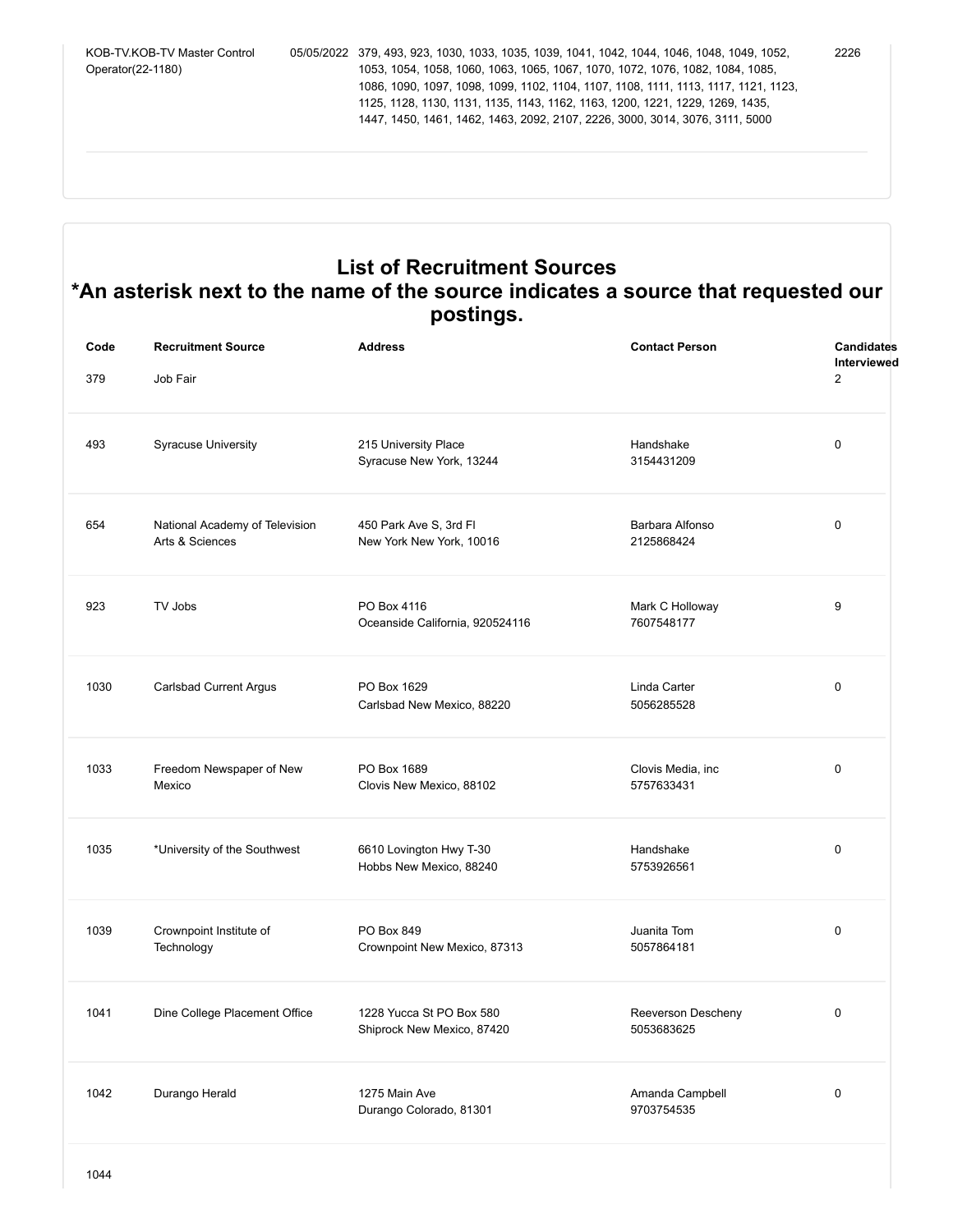| | | | |
|---|---|---|---|
| KOB-TV.KOB-TV Master Control Operator(22-1180) | 05/05/2022 | 379, 493, 923, 1030, 1033, 1035, 1039, 1041, 1042, 1044, 1046, 1048, 1049, 1052, 1053, 1054, 1058, 1060, 1063, 1065, 1067, 1070, 1072, 1076, 1082, 1084, 1085, 1086, 1090, 1097, 1098, 1099, 1102, 1104, 1107, 1108, 1111, 1113, 1117, 1121, 1123, 1125, 1128, 1130, 1131, 1135, 1143, 1162, 1163, 1200, 1221, 1229, 1269, 1435, 1447, 1450, 1461, 1462, 1463, 2092, 2107, 2226, 3000, 3014, 3076, 3111, 5000 | 2226 |

## List of Recruitment Sources
## *An asterisk next to the name of the source indicates a source that requested our postings.

| Code | Recruitment Source | Address | Contact Person | Candidates Interviewed |
|---|---|---|---|---|
| 379 | Job Fair | | | 2 |
| 493 | Syracuse University | 215 University Place<br>Syracuse New York, 13244 | Handshake<br>3154431209 | 0 |
| 654 | National Academy of Television Arts & Sciences | 450 Park Ave S, 3rd Fl<br>New York New York, 10016 | Barbara Alfonso<br>2125868424 | 0 |
| 923 | TV Jobs | PO Box 4116<br>Oceanside California, 920524116 | Mark C Holloway<br>7607548177 | 9 |
| 1030 | Carlsbad Current Argus | PO Box 1629<br>Carlsbad New Mexico, 88220 | Linda Carter<br>5056285528 | 0 |
| 1033 | Freedom Newspaper of New Mexico | PO Box 1689<br>Clovis New Mexico, 88102 | Clovis Media, inc<br>5757633431 | 0 |
| 1035 | *University of the Southwest | 6610 Lovington Hwy T-30<br>Hobbs New Mexico, 88240 | Handshake<br>5753926561 | 0 |
| 1039 | Crownpoint Institute of Technology | PO Box 849<br>Crownpoint New Mexico, 87313 | Juanita Tom<br>5057864181 | 0 |
| 1041 | Dine College Placement Office | 1228 Yucca St PO Box 580<br>Shiprock New Mexico, 87420 | Reeverson Descheny<br>5053683625 | 0 |
| 1042 | Durango Herald | 1275 Main Ave<br>Durango Colorado, 81301 | Amanda Campbell<br>9703754535 | 0 |
| 1044 | | | | |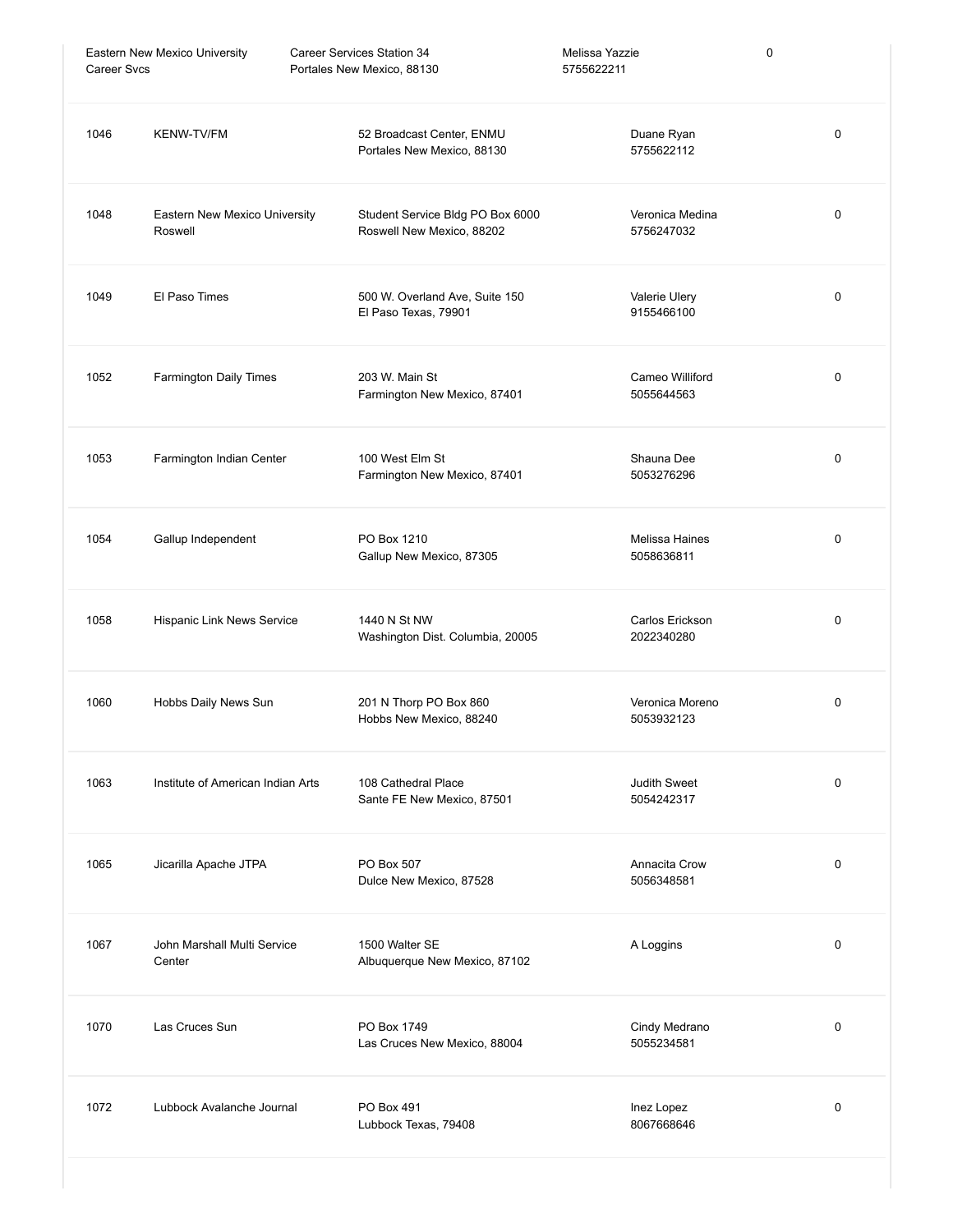| | | | | |
|---|---|---|---|---|
| | Eastern New Mexico University Career Svcs | Career Services Station 34<br>Portales New Mexico, 88130 | Melissa Yazzie<br>5755622211 | 0 |
| 1046 | KENW-TV/FM | 52 Broadcast Center, ENMU<br>Portales New Mexico, 88130 | Duane Ryan<br>5755622112 | 0 |
| 1048 | Eastern New Mexico University Roswell | Student Service Bldg PO Box 6000<br>Roswell New Mexico, 88202 | Veronica Medina<br>5756247032 | 0 |
| 1049 | El Paso Times | 500 W. Overland Ave, Suite 150<br>El Paso Texas, 79901 | Valerie Ulery<br>9155466100 | 0 |
| 1052 | Farmington Daily Times | 203 W. Main St<br>Farmington New Mexico, 87401 | Cameo Williford<br>5055644563 | 0 |
| 1053 | Farmington Indian Center | 100 West Elm St<br>Farmington New Mexico, 87401 | Shauna Dee<br>5053276296 | 0 |
| 1054 | Gallup Independent | PO Box 1210<br>Gallup New Mexico, 87305 | Melissa Haines<br>5058636811 | 0 |
| 1058 | Hispanic Link News Service | 1440 N St NW<br>Washington Dist. Columbia, 20005 | Carlos Erickson<br>2022340280 | 0 |
| 1060 | Hobbs Daily News Sun | 201 N Thorp PO Box 860<br>Hobbs New Mexico, 88240 | Veronica Moreno<br>5053932123 | 0 |
| 1063 | Institute of American Indian Arts | 108 Cathedral Place<br>Sante FE New Mexico, 87501 | Judith Sweet<br>5054242317 | 0 |
| 1065 | Jicarilla Apache JTPA | PO Box 507<br>Dulce New Mexico, 87528 | Annacita Crow<br>5056348581 | 0 |
| 1067 | John Marshall Multi Service Center | 1500 Walter SE<br>Albuquerque New Mexico, 87102 | A Loggins | 0 |
| 1070 | Las Cruces Sun | PO Box 1749<br>Las Cruces New Mexico, 88004 | Cindy Medrano<br>5055234581 | 0 |
| 1072 | Lubbock Avalanche Journal | PO Box 491<br>Lubbock Texas, 79408 | Inez Lopez<br>8067668646 | 0 |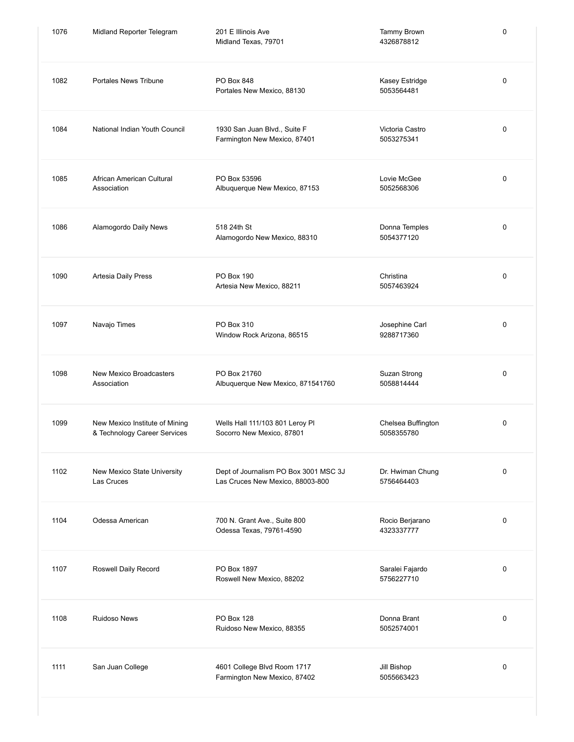| | | | | |
|---|---|---|---|---|
| 1076 | Midland Reporter Telegram | 201 E Illinois Ave<br>Midland Texas, 79701 | Tammy Brown<br>4326878812 | 0 |
| 1082 | Portales News Tribune | PO Box 848<br>Portales New Mexico, 88130 | Kasey Estridge<br>5053564481 | 0 |
| 1084 | National Indian Youth Council | 1930 San Juan Blvd., Suite F<br>Farmington New Mexico, 87401 | Victoria Castro<br>5053275341 | 0 |
| 1085 | African American Cultural Association | PO Box 53596<br>Albuquerque New Mexico, 87153 | Lovie McGee<br>5052568306 | 0 |
| 1086 | Alamogordo Daily News | 518 24th St<br>Alamogordo New Mexico, 88310 | Donna Temples<br>5054377120 | 0 |
| 1090 | Artesia Daily Press | PO Box 190<br>Artesia New Mexico, 88211 | Christina<br>5057463924 | 0 |
| 1097 | Navajo Times | PO Box 310<br>Window Rock Arizona, 86515 | Josephine Carl<br>9288717360 | 0 |
| 1098 | New Mexico Broadcasters Association | PO Box 21760<br>Albuquerque New Mexico, 871541760 | Suzan Strong<br>5058814444 | 0 |
| 1099 | New Mexico Institute of Mining & Technology Career Services | Wells Hall 111/103 801 Leroy Pl<br>Socorro New Mexico, 87801 | Chelsea Buffington<br>5058355780 | 0 |
| 1102 | New Mexico State University Las Cruces | Dept of Journalism PO Box 3001 MSC 3J<br>Las Cruces New Mexico, 88003-800 | Dr. Hwiman Chung<br>5756464403 | 0 |
| 1104 | Odessa American | 700 N. Grant Ave., Suite 800<br>Odessa Texas, 79761-4590 | Rocio Berjarano<br>4323337777 | 0 |
| 1107 | Roswell Daily Record | PO Box 1897<br>Roswell New Mexico, 88202 | Saralei Fajardo<br>5756227710 | 0 |
| 1108 | Ruidoso News | PO Box 128<br>Ruidoso New Mexico, 88355 | Donna Brant<br>5052574001 | 0 |
| 1111 | San Juan College | 4601 College Blvd Room 1717<br>Farmington New Mexico, 87402 | Jill Bishop<br>5055663423 | 0 |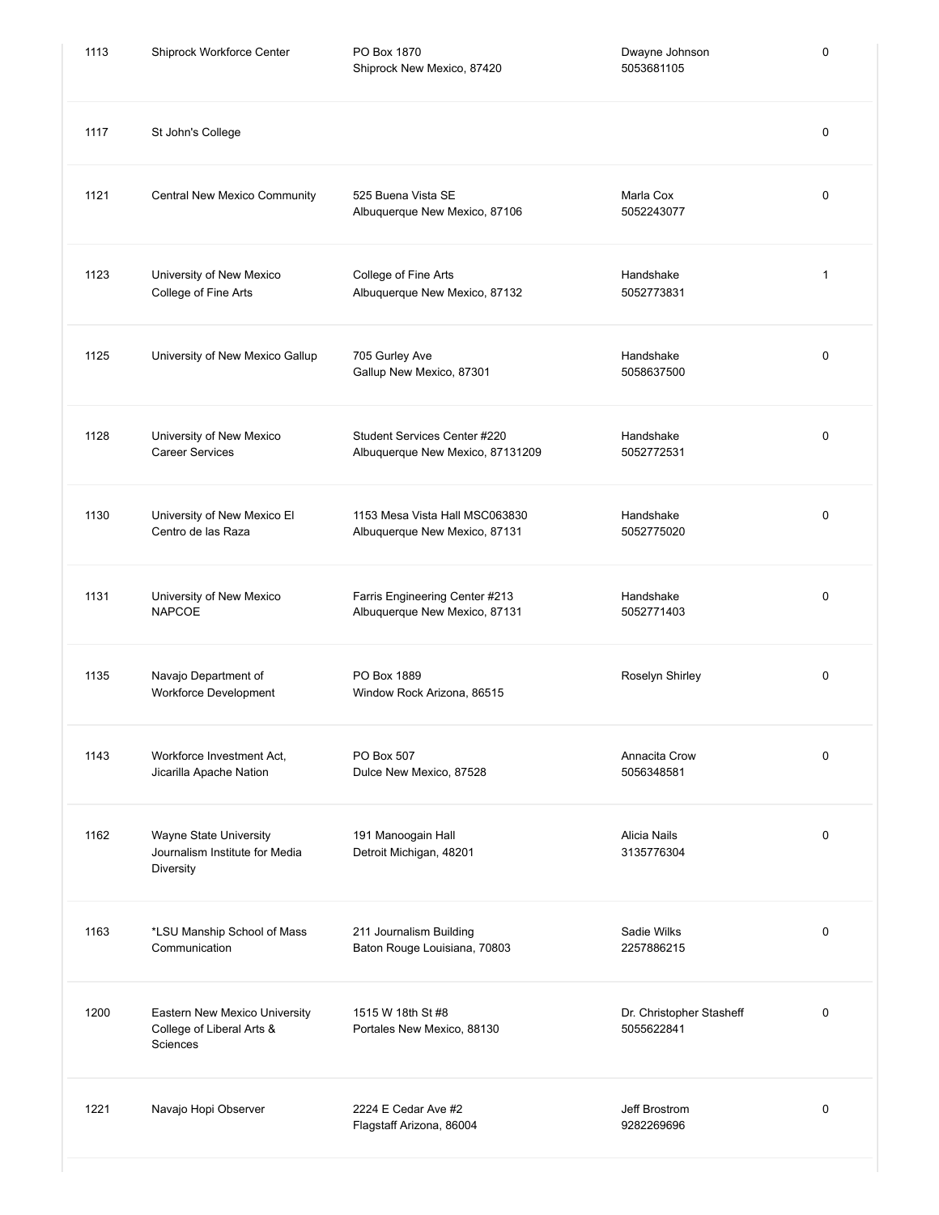| | | | | |
|---|---|---|---|---|
| 1113 | Shiprock Workforce Center | PO Box 1870<br>Shiprock New Mexico, 87420 | Dwayne Johnson<br>5053681105 | 0 |
| 1117 | St John's College | | | 0 |
| 1121 | Central New Mexico Community | 525 Buena Vista SE<br>Albuquerque New Mexico, 87106 | Marla Cox<br>5052243077 | 0 |
| 1123 | University of New Mexico College of Fine Arts | College of Fine Arts<br>Albuquerque New Mexico, 87132 | Handshake<br>5052773831 | 1 |
| 1125 | University of New Mexico Gallup | 705 Gurley Ave<br>Gallup New Mexico, 87301 | Handshake<br>5058637500 | 0 |
| 1128 | University of New Mexico Career Services | Student Services Center #220<br>Albuquerque New Mexico, 87131209 | Handshake<br>5052772531 | 0 |
| 1130 | University of New Mexico El Centro de las Raza | 1153 Mesa Vista Hall MSC063830<br>Albuquerque New Mexico, 87131 | Handshake<br>5052775020 | 0 |
| 1131 | University of New Mexico NAPCOE | Farris Engineering Center #213<br>Albuquerque New Mexico, 87131 | Handshake<br>5052771403 | 0 |
| 1135 | Navajo Department of Workforce Development | PO Box 1889<br>Window Rock Arizona, 86515 | Roselyn Shirley | 0 |
| 1143 | Workforce Investment Act, Jicarilla Apache Nation | PO Box 507<br>Dulce New Mexico, 87528 | Annacita Crow<br>5056348581 | 0 |
| 1162 | Wayne State University Journalism Institute for Media Diversity | 191 Manoogain Hall<br>Detroit Michigan, 48201 | Alicia Nails<br>3135776304 | 0 |
| 1163 | *LSU Manship School of Mass Communication | 211 Journalism Building<br>Baton Rouge Louisiana, 70803 | Sadie Wilks<br>2257886215 | 0 |
| 1200 | Eastern New Mexico University College of Liberal Arts & Sciences | 1515 W 18th St #8<br>Portales New Mexico, 88130 | Dr. Christopher Stasheff<br>5055622841 | 0 |
| 1221 | Navajo Hopi Observer | 2224 E Cedar Ave #2<br>Flagstaff Arizona, 86004 | Jeff Brostrom<br>9282269696 | 0 |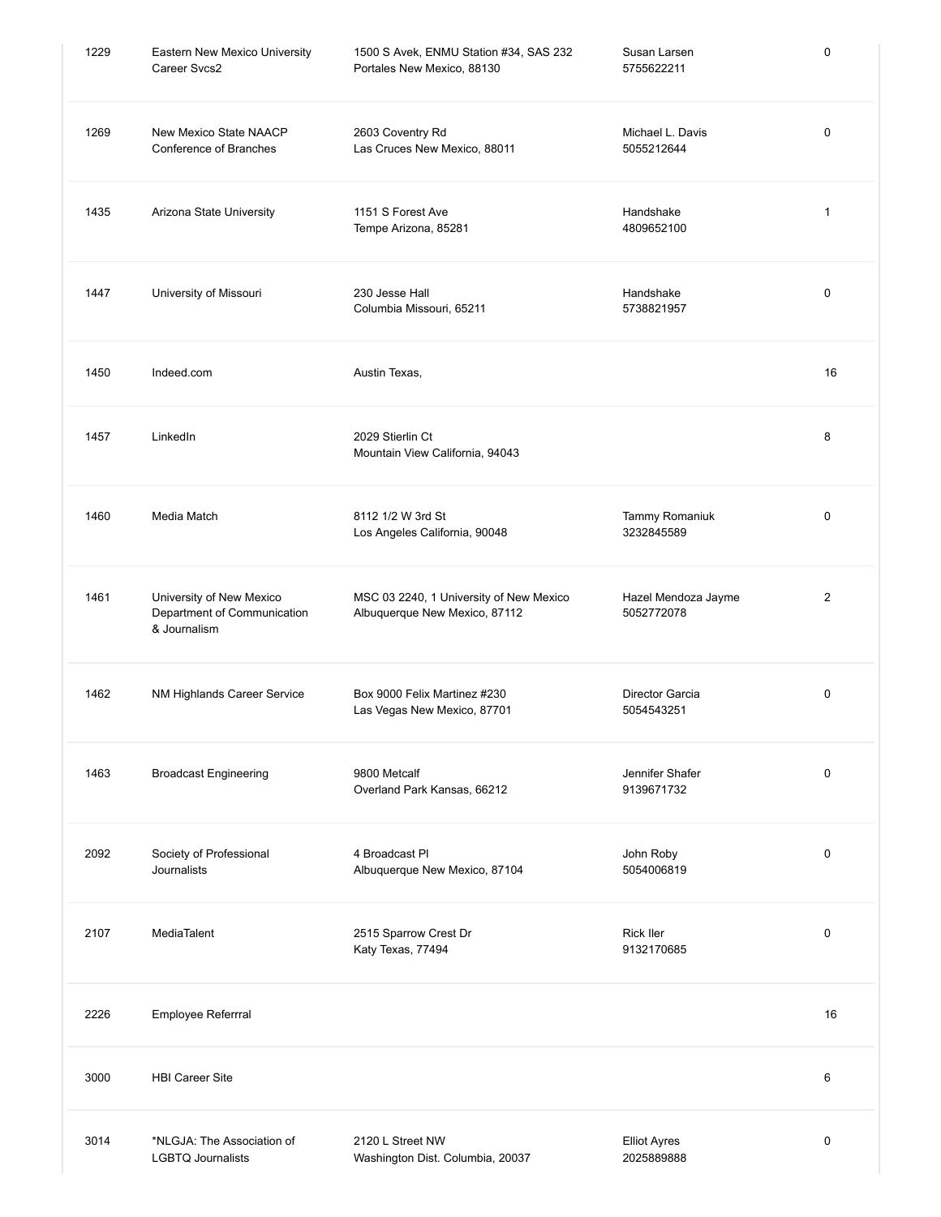| | | | | |
|---|---|---|---|---|
| 1229 | Eastern New Mexico University Career Svcs2 | 1500 S Avek, ENMU Station #34, SAS 232<br>Portales New Mexico, 88130 | Susan Larsen<br>5755622211 | 0 |
| 1269 | New Mexico State NAACP Conference of Branches | 2603 Coventry Rd<br>Las Cruces New Mexico, 88011 | Michael L. Davis<br>5055212644 | 0 |
| 1435 | Arizona State University | 1151 S Forest Ave<br>Tempe Arizona, 85281 | Handshake<br>4809652100 | 1 |
| 1447 | University of Missouri | 230 Jesse Hall<br>Columbia Missouri, 65211 | Handshake<br>5738821957 | 0 |
| 1450 | Indeed.com | Austin Texas, | | 16 |
| 1457 | LinkedIn | 2029 Stierlin Ct<br>Mountain View California, 94043 | | 8 |
| 1460 | Media Match | 8112 1/2 W 3rd St<br>Los Angeles California, 90048 | Tammy Romaniuk<br>3232845589 | 0 |
| 1461 | University of New Mexico Department of Communication & Journalism | MSC 03 2240, 1 University of New Mexico<br>Albuquerque New Mexico, 87112 | Hazel Mendoza Jayme<br>5052772078 | 2 |
| 1462 | NM Highlands Career Service | Box 9000 Felix Martinez #230<br>Las Vegas New Mexico, 87701 | Director Garcia<br>5054543251 | 0 |
| 1463 | Broadcast Engineering | 9800 Metcalf<br>Overland Park Kansas, 66212 | Jennifer Shafer<br>9139671732 | 0 |
| 2092 | Society of Professional Journalists | 4 Broadcast Pl<br>Albuquerque New Mexico, 87104 | John Roby<br>5054006819 | 0 |
| 2107 | MediaTalent | 2515 Sparrow Crest Dr<br>Katy Texas, 77494 | Rick Iler<br>9132170685 | 0 |
| 2226 | Employee Referrral | | | 16 |
| 3000 | HBI Career Site | | | 6 |
| 3014 | *NLGJA: The Association of LGBTQ Journalists | 2120 L Street NW<br>Washington Dist. Columbia, 20037 | Elliot Ayres<br>2025889888 | 0 |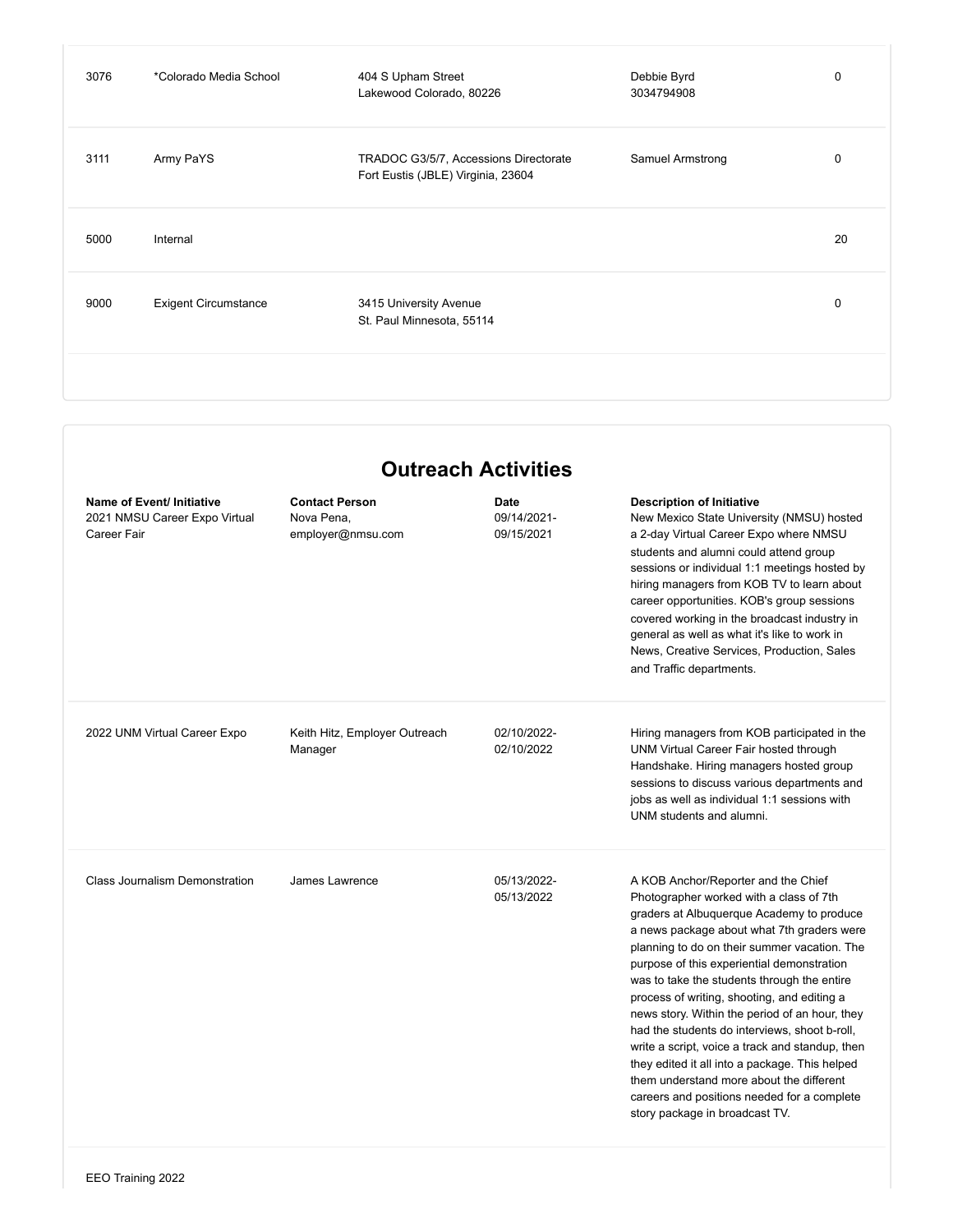| | | | | |
|---|---|---|---|---|
| 3076 | *Colorado Media School | 404 S Upham Street<br>Lakewood Colorado, 80226 | Debbie Byrd<br>3034794908 | 0 |
| 3111 | Army PaYS | TRADOC G3/5/7, Accessions Directorate<br>Fort Eustis (JBLE) Virginia, 23604 | Samuel Armstrong | 0 |
| 5000 | Internal | | | 20 |
| 9000 | Exigent Circumstance | 3415 University Avenue<br>St. Paul Minnesota, 55114 | | 0 |

## Outreach Activities

| Name of Event/ Initiative | Contact Person | Date | Description of Initiative |
|---|---|---|---|
| 2021 NMSU Career Expo Virtual Career Fair | Nova Pena, employer@nmsu.com | 09/14/2021-09/15/2021 | New Mexico State University (NMSU) hosted a 2-day Virtual Career Expo where NMSU students and alumni could attend group sessions or individual 1:1 meetings hosted by hiring managers from KOB TV to learn about career opportunities. KOB's group sessions covered working in the broadcast industry in general as well as what it's like to work in News, Creative Services, Production, Sales and Traffic departments. |
| 2022 UNM Virtual Career Expo | Keith Hitz, Employer Outreach Manager | 02/10/2022-02/10/2022 | Hiring managers from KOB participated in the UNM Virtual Career Fair hosted through Handshake. Hiring managers hosted group sessions to discuss various departments and jobs as well as individual 1:1 sessions with UNM students and alumni. |
| Class Journalism Demonstration | James Lawrence | 05/13/2022-05/13/2022 | A KOB Anchor/Reporter and the Chief Photographer worked with a class of 7th graders at Albuquerque Academy to produce a news package about what 7th graders were planning to do on their summer vacation. The purpose of this experiential demonstration was to take the students through the entire process of writing, shooting, and editing a news story. Within the period of an hour, they had the students do interviews, shoot b-roll, write a script, voice a track and standup, then they edited it all into a package. This helped them understand more about the different careers and positions needed for a complete story package in broadcast TV. |
| EEO Training 2022 | | | |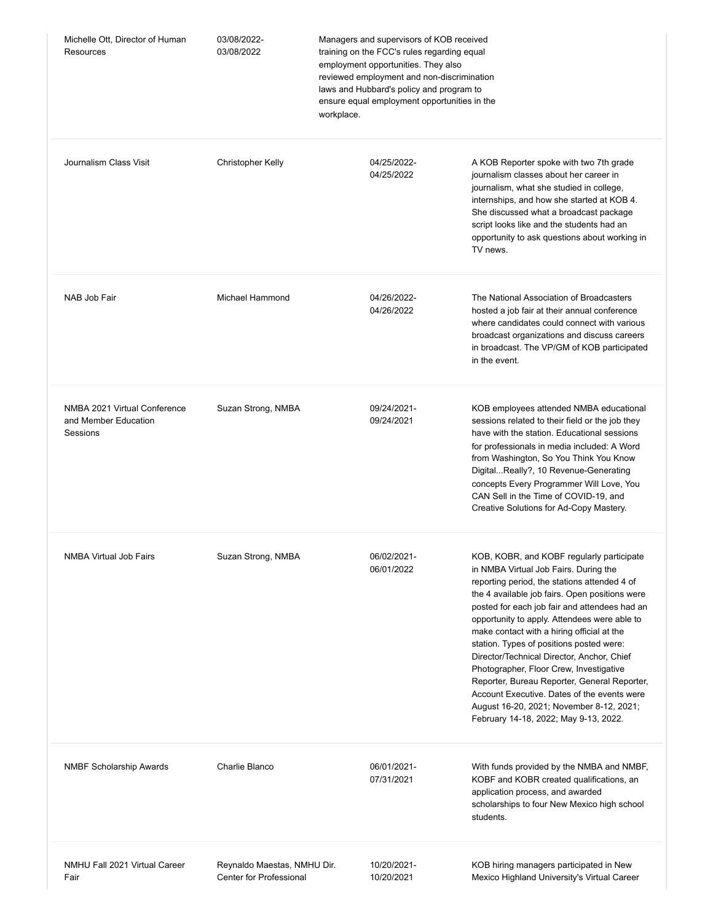| | | | |
|---|---|---|---|
| Michelle Ott, Director of Human Resources | 03/08/2022-03/08/2022 | Managers and supervisors of KOB received training on the FCC's rules regarding equal employment opportunities. They also reviewed employment and non-discrimination laws and Hubbard's policy and program to ensure equal employment opportunities in the workplace. | |
| Journalism Class Visit | Christopher Kelly | 04/25/2022-04/25/2022 | A KOB Reporter spoke with two 7th grade journalism classes about her career in journalism, what she studied in college, internships, and how she started at KOB 4. She discussed what a broadcast package script looks like and the students had an opportunity to ask questions about working in TV news. |
| NAB Job Fair | Michael Hammond | 04/26/2022-04/26/2022 | The National Association of Broadcasters hosted a job fair at their annual conference where candidates could connect with various broadcast organizations and discuss careers in broadcast. The VP/GM of KOB participated in the event. |
| NMBA 2021 Virtual Conference and Member Education Sessions | Suzan Strong, NMBA | 09/24/2021-09/24/2021 | KOB employees attended NMBA educational sessions related to their field or the job they have with the station. Educational sessions for professionals in media included: A Word from Washington, So You Think You Know Digital...Really?, 10 Revenue-Generating concepts Every Programmer Will Love, You CAN Sell in the Time of COVID-19, and Creative Solutions for Ad-Copy Mastery. |
| NMBA Virtual Job Fairs | Suzan Strong, NMBA | 06/02/2021-06/01/2022 | KOB, KOBR, and KOBF regularly participate in NMBA Virtual Job Fairs. During the reporting period, the stations attended 4 of the 4 available job fairs. Open positions were posted for each job fair and attendees had an opportunity to apply. Attendees were able to make contact with a hiring official at the station. Types of positions posted were: Director/Technical Director, Anchor, Chief Photographer, Floor Crew, Investigative Reporter, Bureau Reporter, General Reporter, Account Executive. Dates of the events were August 16-20, 2021; November 8-12, 2021; February 14-18, 2022; May 9-13, 2022. |
| NMBF Scholarship Awards | Charlie Blanco | 06/01/2021-07/31/2021 | With funds provided by the NMBA and NMBF, KOBF and KOBR created qualifications, an application process, and awarded scholarships to four New Mexico high school students. |
| NMHU Fall 2021 Virtual Career Fair | Reynaldo Maestas, NMHU Dir. Center for Professional | 10/20/2021-10/20/2021 | KOB hiring managers participated in New Mexico Highland University's Virtual Career |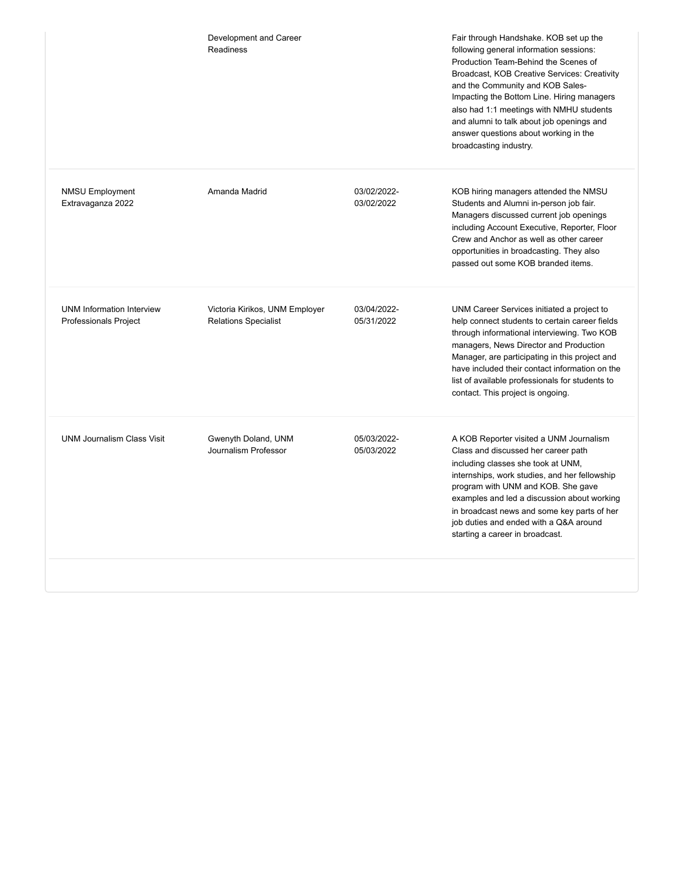| | | | |
|---|---|---|---|
| | Development and Career Readiness | | Fair through Handshake. KOB set up the following general information sessions: Production Team-Behind the Scenes of Broadcast, KOB Creative Services: Creativity and the Community and KOB Sales-Impacting the Bottom Line. Hiring managers also had 1:1 meetings with NMHU students and alumni to talk about job openings and answer questions about working in the broadcasting industry. |
| NMSU Employment Extravaganza 2022 | Amanda Madrid | 03/02/2022-03/02/2022 | KOB hiring managers attended the NMSU Students and Alumni in-person job fair. Managers discussed current job openings including Account Executive, Reporter, Floor Crew and Anchor as well as other career opportunities in broadcasting. They also passed out some KOB branded items. |
| UNM Information Interview Professionals Project | Victoria Kirikos, UNM Employer Relations Specialist | 03/04/2022-05/31/2022 | UNM Career Services initiated a project to help connect students to certain career fields through informational interviewing. Two KOB managers, News Director and Production Manager, are participating in this project and have included their contact information on the list of available professionals for students to contact. This project is ongoing. |
| UNM Journalism Class Visit | Gwenyth Doland, UNM Journalism Professor | 05/03/2022-05/03/2022 | A KOB Reporter visited a UNM Journalism Class and discussed her career path including classes she took at UNM, internships, work studies, and her fellowship program with UNM and KOB. She gave examples and led a discussion about working in broadcast news and some key parts of her job duties and ended with a Q&A around starting a career in broadcast. |